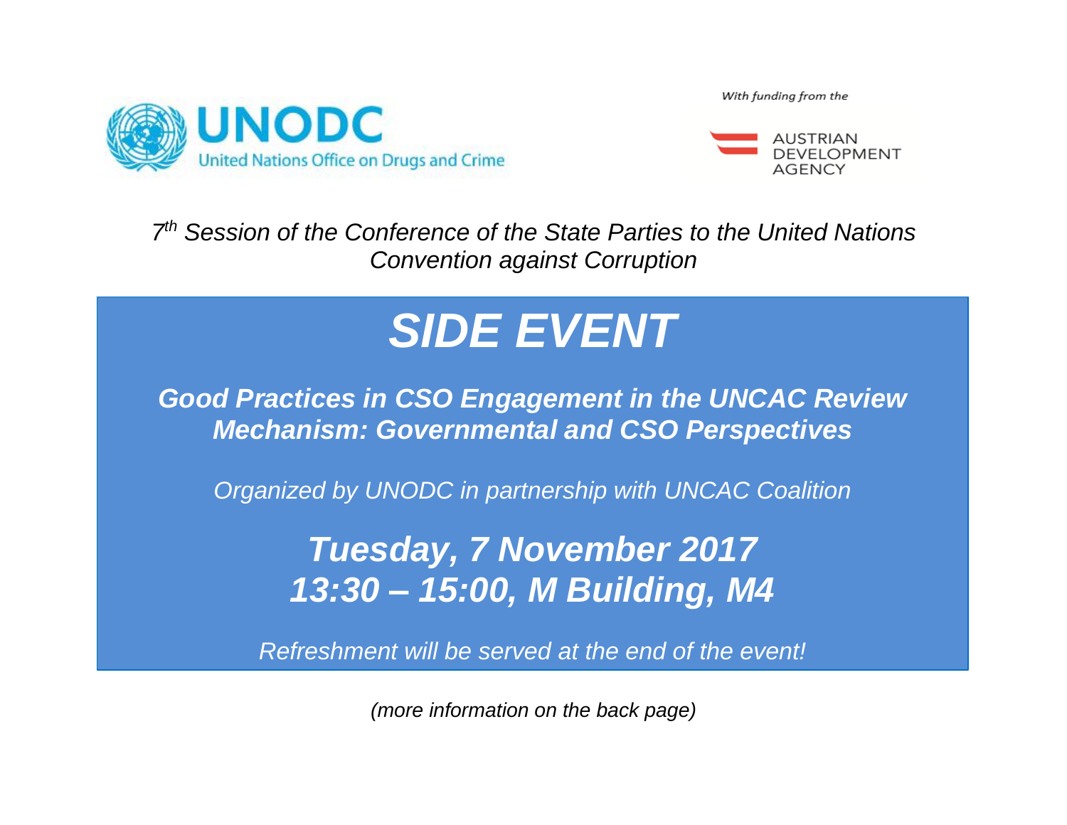UNODC

United Nations Office on Drugs and Crime

With funding from the

AUSTRIAN DEVELOPMENT AGENCY

*7th Session of the Conference of the State Parties to the United Nations Convention against Corruption*

# *SIDE EVENT*

***Good Practices in CSO Engagement in the UNCAC Review Mechanism: Governmental and CSO Perspectives***

*Organized by UNODC in partnership with UNCAC Coalition*

***Tuesday, 7 November 2017***
***13:30 – 15:00, M Building, M4***

*Refreshment will be served at the end of the event!*

*(more information on the back page)*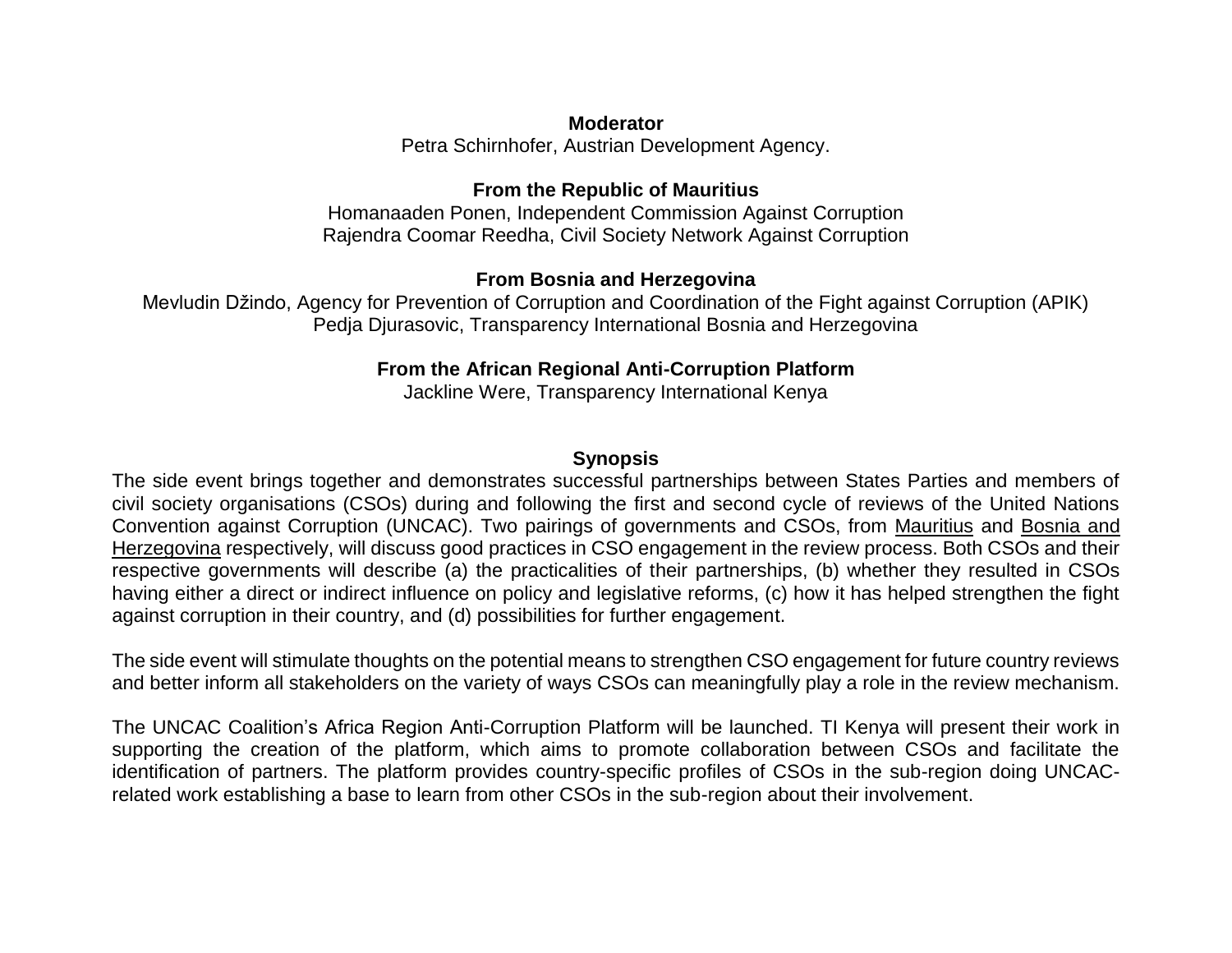**Moderator**

Petra Schirnhofer, Austrian Development Agency.

**From the Republic of Mauritius**

Homanaaden Ponen, Independent Commission Against Corruption
Rajendra Coomar Reedha, Civil Society Network Against Corruption

**From Bosnia and Herzegovina**

Mevludin Džindo, Agency for Prevention of Corruption and Coordination of the Fight against Corruption (APIK)
Pedja Djurasovic, Transparency International Bosnia and Herzegovina

**From the African Regional Anti-Corruption Platform**

Jackline Were, Transparency International Kenya

**Synopsis**

The side event brings together and demonstrates successful partnerships between States Parties and members of civil society organisations (CSOs) during and following the first and second cycle of reviews of the United Nations Convention against Corruption (UNCAC). Two pairings of governments and CSOs, from Mauritius and Bosnia and Herzegovina respectively, will discuss good practices in CSO engagement in the review process. Both CSOs and their respective governments will describe (a) the practicalities of their partnerships, (b) whether they resulted in CSOs having either a direct or indirect influence on policy and legislative reforms, (c) how it has helped strengthen the fight against corruption in their country, and (d) possibilities for further engagement.

The side event will stimulate thoughts on the potential means to strengthen CSO engagement for future country reviews and better inform all stakeholders on the variety of ways CSOs can meaningfully play a role in the review mechanism.

The UNCAC Coalition's Africa Region Anti-Corruption Platform will be launched. TI Kenya will present their work in supporting the creation of the platform, which aims to promote collaboration between CSOs and facilitate the identification of partners. The platform provides country-specific profiles of CSOs in the sub-region doing UNCAC-related work establishing a base to learn from other CSOs in the sub-region about their involvement.